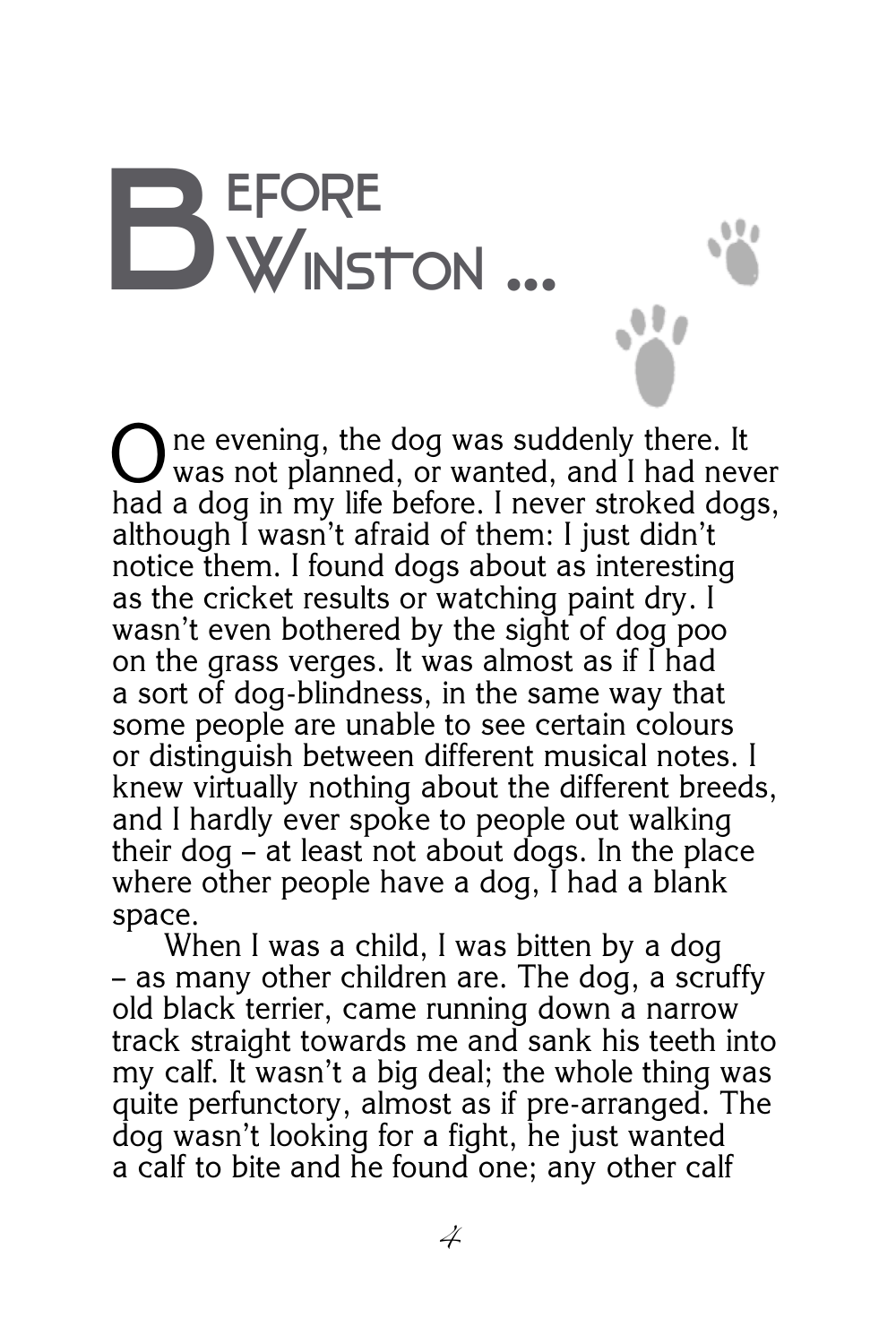# Before Winston ...

One evening, the dog was suddenly there. It was not planned, or wanted, and I had never had a dog in my life before. I never stroked dogs, although I wasn't afraid of them: I just didn't notice them. I found dogs about as interesting as the cricket results or watching paint dry. I wasn't even bothered by the sight of dog poo on the grass verges. It was almost as if I had a sort of dog-blindness, in the same way that some people are unable to see certain colours or distinguish between different musical notes. I knew virtually nothing about the different breeds, and I hardly ever spoke to people out walking their dog – at least not about dogs. In the place where other people have a dog, I had a blank space.

When I was a child, I was bitten by a dog – as many other children are. The dog, a scruffy old black terrier, came running down a narrow track straight towards me and sank his teeth into my calf. It wasn't a big deal; the whole thing was quite perfunctory, almost as if pre-arranged. The dog wasn't looking for a fight, he just wanted a calf to bite and he found one; any other calf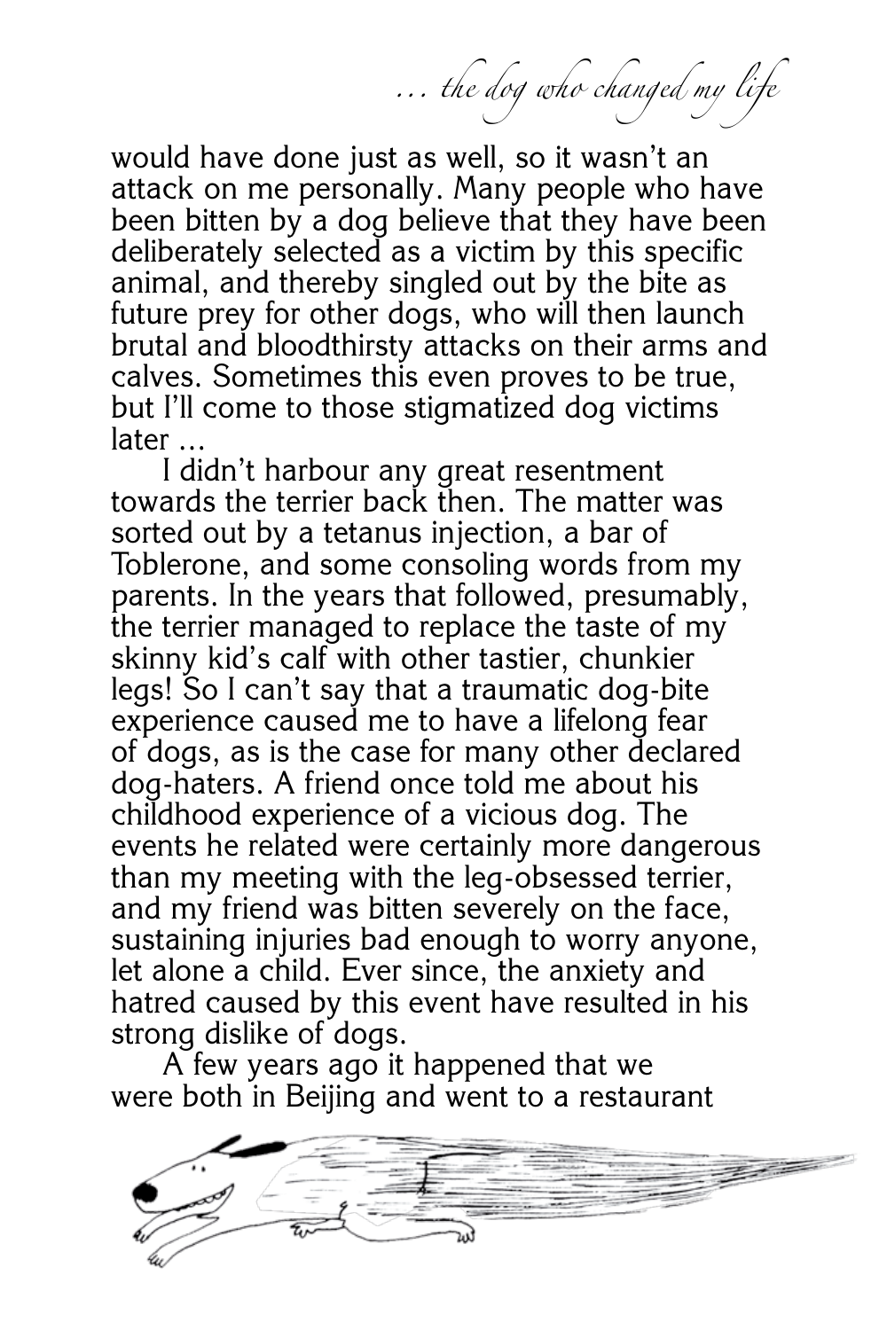would have done just as well, so it wasn't an attack on me personally. Many people who have been bitten by a dog believe that they have been deliberately selected as a victim by this specific animal, and thereby singled out by the bite as future prey for other dogs, who will then launch brutal and bloodthirsty attacks on their arms and calves. Sometimes this even proves to be true, but I'll come to those stigmatized dog victims later ...

I didn't harbour any great resentment towards the terrier back then. The matter was sorted out by a tetanus injection, a bar of Toblerone, and some consoling words from my parents. In the years that followed, presumably, the terrier managed to replace the taste of my skinny kid's calf with other tastier, chunkier legs! So I can't say that a traumatic dog-bite experience caused me to have a lifelong fear of dogs, as is the case for many other declared dog-haters. A friend once told me about his childhood experience of a vicious dog. The events he related were certainly more dangerous than my meeting with the leg-obsessed terrier, and my friend was bitten severely on the face, sustaining injuries bad enough to worry anyone, let alone a child. Ever since, the anxiety and hatred caused by this event have resulted in his strong dislike of dogs.

A few years ago it happened that we were both in Beijing and went to a restaurant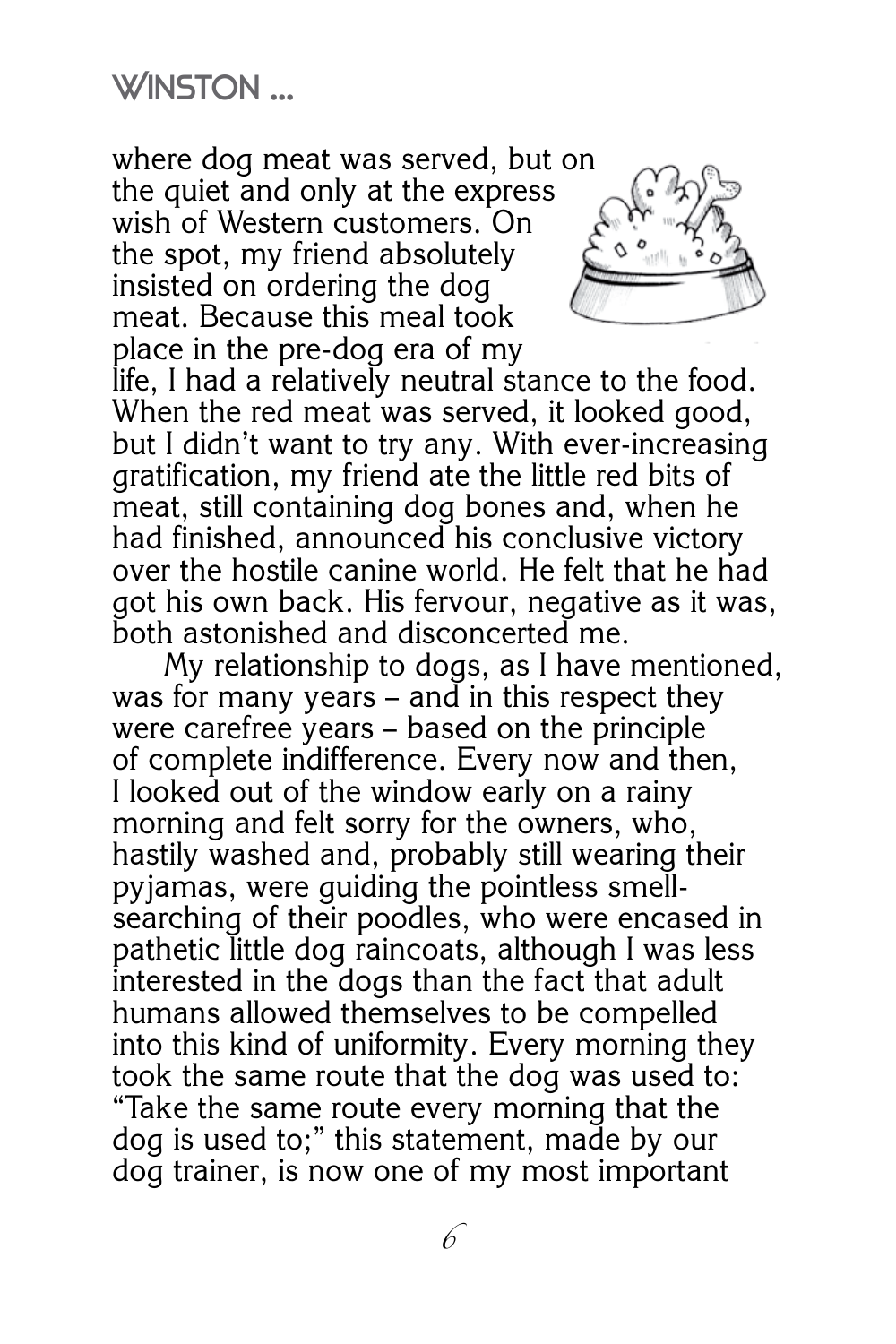where dog meat was served, but on the quiet and only at the express wish of Western customers. On the spot, my friend absolutely insisted on ordering the dog meat. Because this meal took place in the pre-dog era of my life, I had a relatively neutral stance to the food. When the red meat was served, it looked good, but I didn't want to try any. With ever-increasing gratification, my friend ate the little red bits of meat, still containing dog bones and, when he had finished, announced his conclusive victory over the hostile canine world. He felt that he had got his own back. His fervour, negative as it was, both astonished and disconcerted me.

My relationship to dogs, as I have mentioned, was for many years – and in this respect they were carefree years – based on the principle of complete indifference. Every now and then, I looked out of the window early on a rainy morning and felt sorry for the owners, who, hastily washed and, probably still wearing their pyjamas, were guiding the pointless smell-searching of their poodles, who were encased in pathetic little dog raincoats, although I was less interested in the dogs than the fact that adult humans allowed themselves to be compelled into this kind of uniformity. Every morning they took the same route that the dog was used to: "Take the same route every morning that the dog is used to;" this statement, made by our dog trainer, is now one of my most important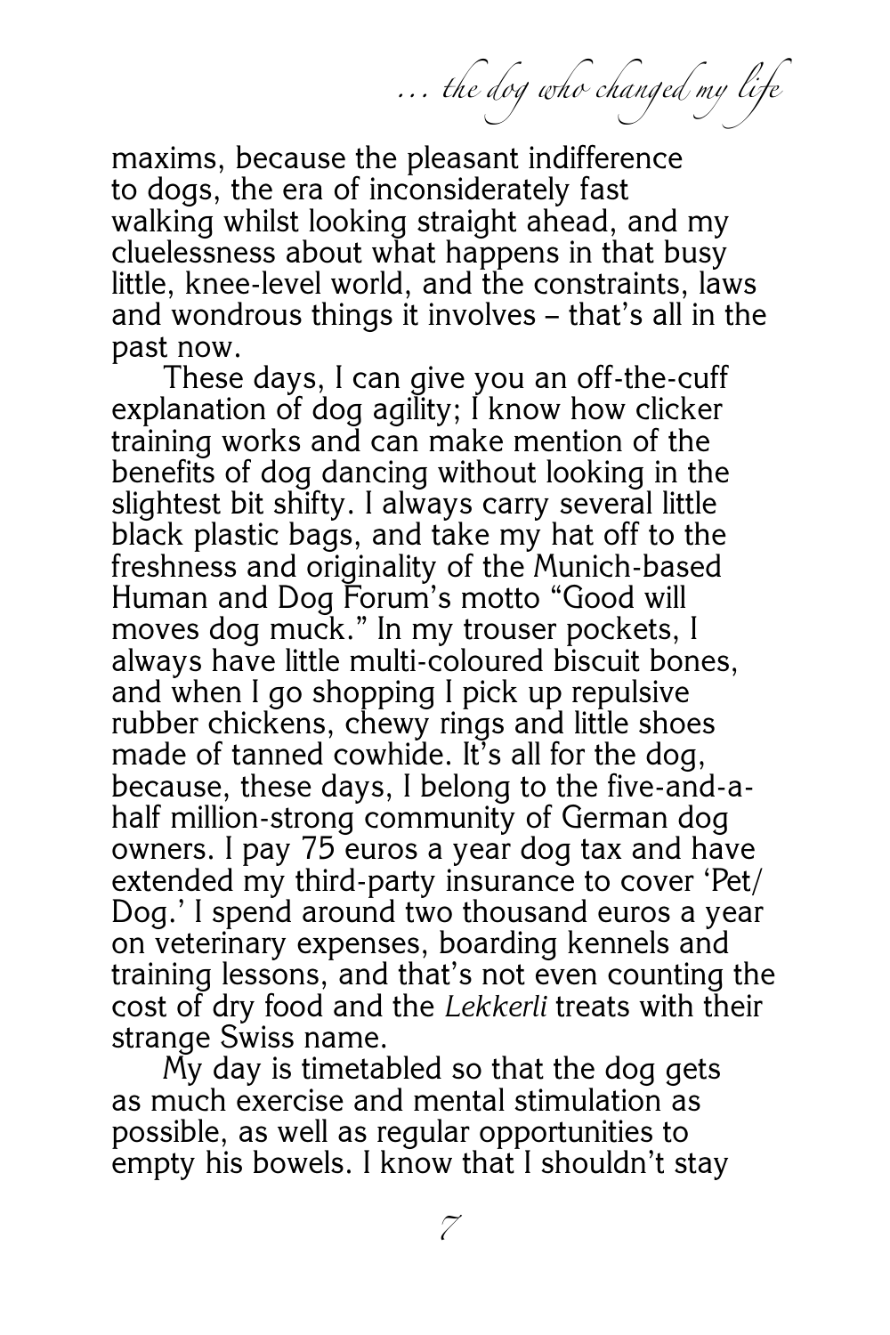maxims, because the pleasant indifference to dogs, the era of inconsiderately fast walking whilst looking straight ahead, and my cluelessness about what happens in that busy little, knee-level world, and the constraints, laws and wondrous things it involves – that's all in the past now.

These days, I can give you an off-the-cuff explanation of dog agility; I know how clicker training works and can make mention of the benefits of dog dancing without looking in the slightest bit shifty. I always carry several little black plastic bags, and take my hat off to the freshness and originality of the Munich-based Human and Dog Forum's motto "Good will moves dog muck." In my trouser pockets, I always have little multi-coloured biscuit bones, and when I go shopping I pick up repulsive rubber chickens, chewy rings and little shoes made of tanned cowhide. It's all for the dog, because, these days, I belong to the five-and-a-half million-strong community of German dog owners. I pay 75 euros a year dog tax and have extended my third-party insurance to cover 'Pet/Dog.' I spend around two thousand euros a year on veterinary expenses, boarding kennels and training lessons, and that's not even counting the cost of dry food and the *Lekkerli* treats with their strange Swiss name.

My day is timetabled so that the dog gets as much exercise and mental stimulation as possible, as well as regular opportunities to empty his bowels. I know that I shouldn't stay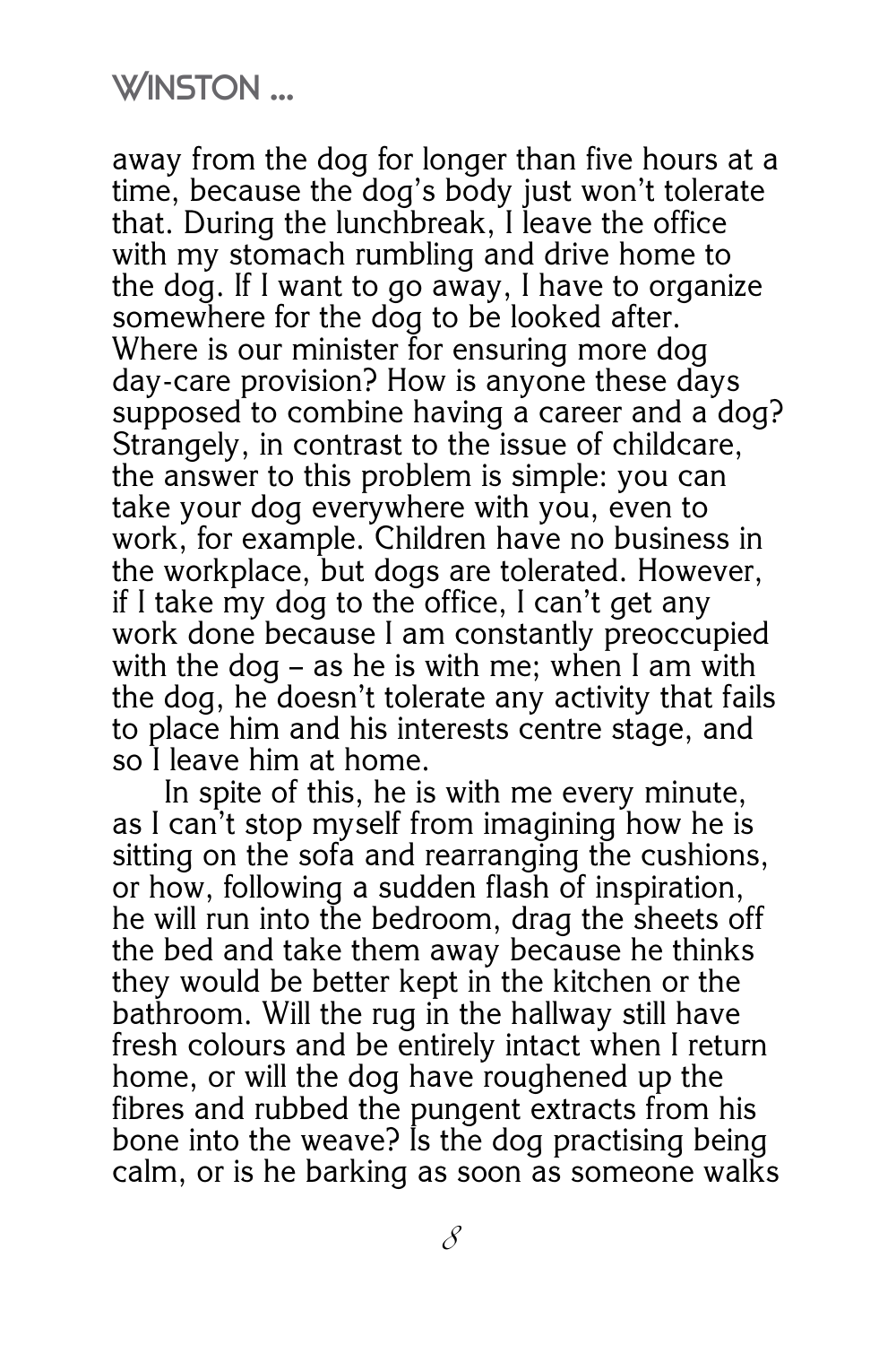away from the dog for longer than five hours at a time, because the dog's body just won't tolerate that. During the lunchbreak, I leave the office with my stomach rumbling and drive home to the dog. If I want to go away, I have to organize somewhere for the dog to be looked after. Where is our minister for ensuring more dog day-care provision? How is anyone these days supposed to combine having a career and a dog? Strangely, in contrast to the issue of childcare, the answer to this problem is simple: you can take your dog everywhere with you, even to work, for example. Children have no business in the workplace, but dogs are tolerated. However, if I take my dog to the office, I can't get any work done because I am constantly preoccupied with the dog – as he is with me; when I am with the dog, he doesn't tolerate any activity that fails to place him and his interests centre stage, and so I leave him at home.

In spite of this, he is with me every minute, as I can't stop myself from imagining how he is sitting on the sofa and rearranging the cushions, or how, following a sudden flash of inspiration, he will run into the bedroom, drag the sheets off the bed and take them away because he thinks they would be better kept in the kitchen or the bathroom. Will the rug in the hallway still have fresh colours and be entirely intact when I return home, or will the dog have roughened up the fibres and rubbed the pungent extracts from his bone into the weave? Is the dog practising being calm, or is he barking as soon as someone walks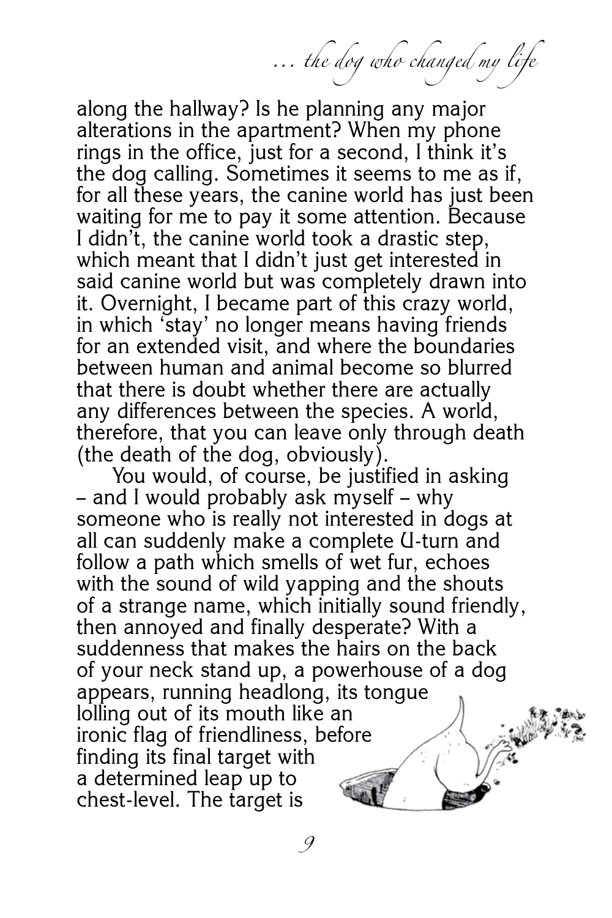along the hallway? Is he planning any major alterations in the apartment? When my phone rings in the office, just for a second, I think it's the dog calling. Sometimes it seems to me as if, for all these years, the canine world has just been waiting for me to pay it some attention. Because I didn't, the canine world took a drastic step, which meant that I didn't just get interested in said canine world but was completely drawn into it. Overnight, I became part of this crazy world, in which 'stay' no longer means having friends for an extended visit, and where the boundaries between human and animal become so blurred that there is doubt whether there are actually any differences between the species. A world, therefore, that you can leave only through death (the death of the dog, obviously).

You would, of course, be justified in asking – and I would probably ask myself – why someone who is really not interested in dogs at all can suddenly make a complete U-turn and follow a path which smells of wet fur, echoes with the sound of wild yapping and the shouts of a strange name, which initially sound friendly, then annoyed and finally desperate? With a suddenness that makes the hairs on the back of your neck stand up, a powerhouse of a dog appears, running headlong, its tongue lolling out of its mouth like an ironic flag of friendliness, before finding its final target with a determined leap up to chest-level. The target is